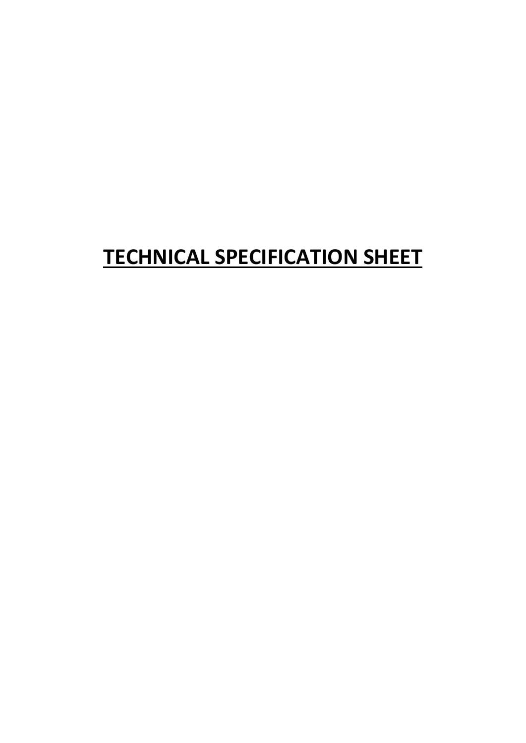# **TECHNICAL SPECIFICATION SHEET**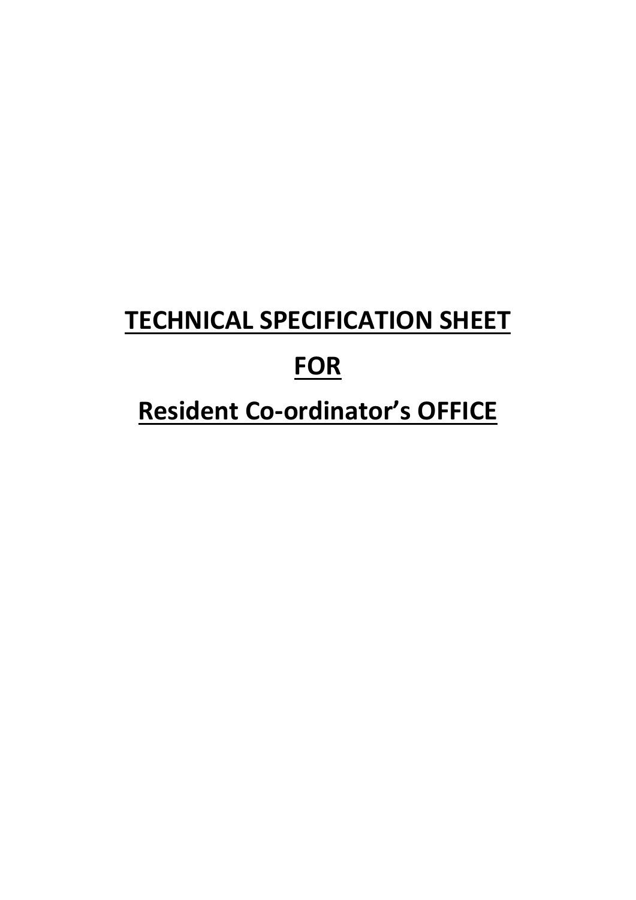# TECHNICAL SPECIFICATION SHEET

# FOR

# Resident Co-ordinator's OFFICE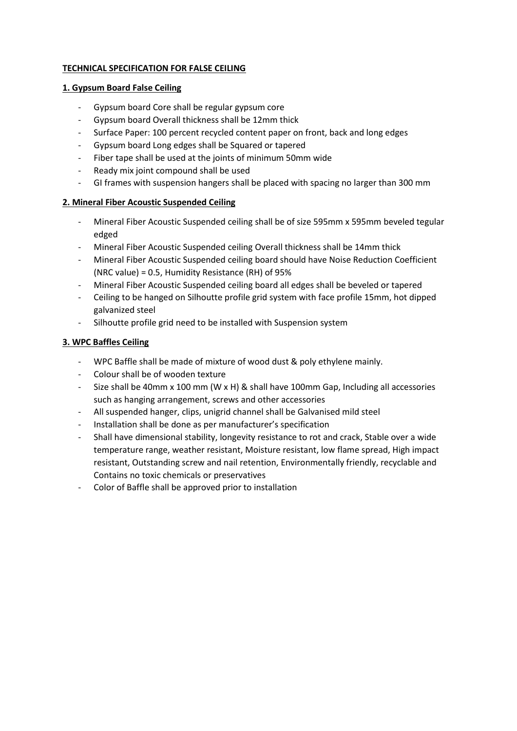**TECHNICAL SPECIFICATION FOR FALSE CEILING**

**1. Gypsum Board False Ceiling**

- Gypsum board Core shall be regular gypsum core
- Gypsum board Overall thickness shall be 12mm thick
- Surface Paper: 100 percent recycled content paper on front, back and long edges
- Gypsum board Long edges shall be Squared or tapered
- Fiber tape shall be used at the joints of minimum 50mm wide
- Ready mix joint compound shall be used
- GI frames with suspension hangers shall be placed with spacing no larger than 300 mm

**2. Mineral Fiber Acoustic Suspended Ceiling**

- Mineral Fiber Acoustic Suspended ceiling shall be of size 595mm x 595mm beveled tegular edged
- Mineral Fiber Acoustic Suspended ceiling Overall thickness shall be 14mm thick
- Mineral Fiber Acoustic Suspended ceiling board should have Noise Reduction Coefficient (NRC value) = 0.5, Humidity Resistance (RH) of 95%
- Mineral Fiber Acoustic Suspended ceiling board all edges shall be beveled or tapered
- Ceiling to be hanged on Silhoutte profile grid system with face profile 15mm, hot dipped galvanized steel
- Silhoutte profile grid need to be installed with Suspension system

**3. WPC Baffles Ceiling**

- WPC Baffle shall be made of mixture of wood dust & poly ethylene mainly.
- Colour shall be of wooden texture
- Size shall be 40mm x 100 mm (W x H) & shall have 100mm Gap, Including all accessories such as hanging arrangement, screws and other accessories
- All suspended hanger, clips, unigrid channel shall be Galvanised mild steel
- Installation shall be done as per manufacturer's specification
- Shall have dimensional stability, longevity resistance to rot and crack, Stable over a wide temperature range, weather resistant, Moisture resistant, low flame spread, High impact resistant, Outstanding screw and nail retention, Environmentally friendly, recyclable and Contains no toxic chemicals or preservatives
- Color of Baffle shall be approved prior to installation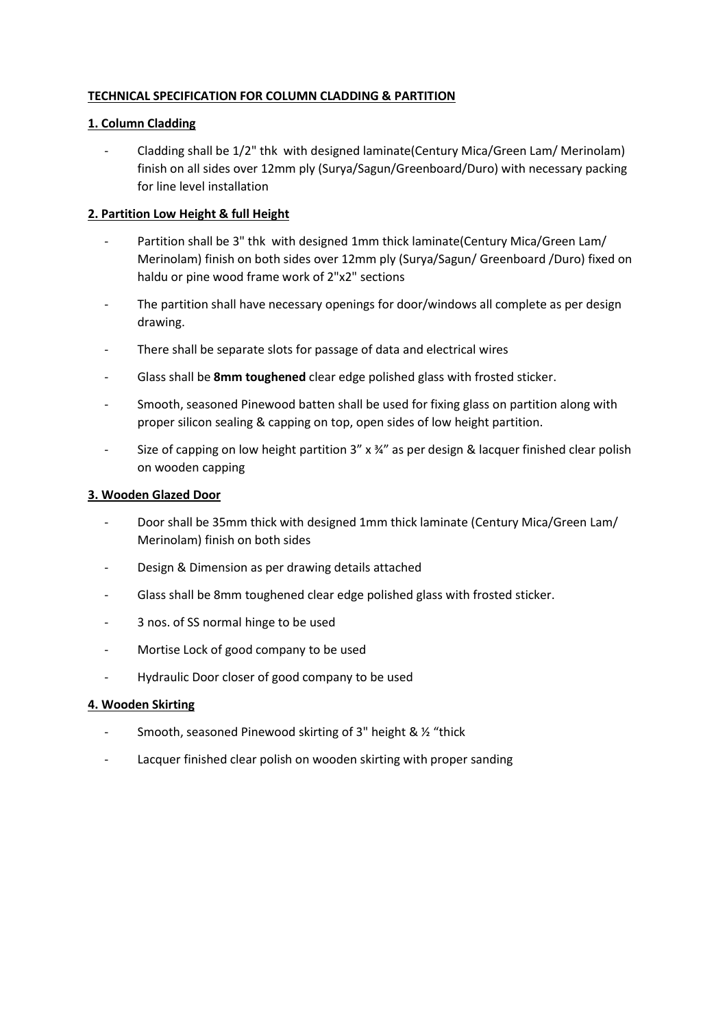**TECHNICAL SPECIFICATION FOR COLUMN CLADDING & PARTITION**

**1. Column Cladding**

- Cladding shall be 1/2" thk with designed laminate(Century Mica/Green Lam/ Merinolam) finish on all sides over 12mm ply (Surya/Sagun/Greenboard/Duro) with necessary packing for line level installation

**2. Partition Low Height & full Height**

- Partition shall be 3" thk with designed 1mm thick laminate(Century Mica/Green Lam/ Merinolam) finish on both sides over 12mm ply (Surya/Sagun/ Greenboard /Duro) fixed on haldu or pine wood frame work of 2"x2" sections
- The partition shall have necessary openings for door/windows all complete as per design drawing.
- There shall be separate slots for passage of data and electrical wires
- Glass shall be **8mm toughened** clear edge polished glass with frosted sticker.
- Smooth, seasoned Pinewood batten shall be used for fixing glass on partition along with proper silicon sealing & capping on top, open sides of low height partition.
- Size of capping on low height partition 3" x ¾" as per design & lacquer finished clear polish on wooden capping

**3. Wooden Glazed Door**

- Door shall be 35mm thick with designed 1mm thick laminate (Century Mica/Green Lam/ Merinolam) finish on both sides
- Design & Dimension as per drawing details attached
- Glass shall be 8mm toughened clear edge polished glass with frosted sticker.
- 3 nos. of SS normal hinge to be used
- Mortise Lock of good company to be used
- Hydraulic Door closer of good company to be used

**4. Wooden Skirting**

- Smooth, seasoned Pinewood skirting of 3" height & ½ "thick
- Lacquer finished clear polish on wooden skirting with proper sanding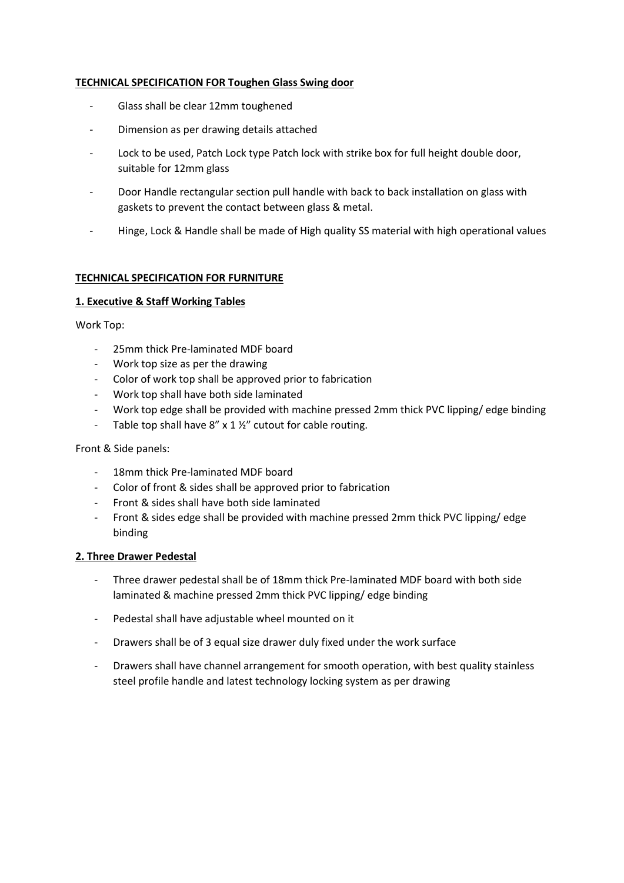**TECHNICAL SPECIFICATION FOR Toughen Glass Swing door**

- Glass shall be clear 12mm toughened
- Dimension as per drawing details attached
- Lock to be used, Patch Lock type Patch lock with strike box for full height double door, suitable for 12mm glass
- Door Handle rectangular section pull handle with back to back installation on glass with gaskets to prevent the contact between glass & metal.
- Hinge, Lock & Handle shall be made of High quality SS material with high operational values

**TECHNICAL SPECIFICATION FOR FURNITURE**

**1. Executive & Staff Working Tables**

Work Top:

- 25mm thick Pre-laminated MDF board
- Work top size as per the drawing
- Color of work top shall be approved prior to fabrication
- Work top shall have both side laminated
- Work top edge shall be provided with machine pressed 2mm thick PVC lipping/ edge binding
- Table top shall have 8" x 1 ½" cutout for cable routing.

Front & Side panels:

- 18mm thick Pre-laminated MDF board
- Color of front & sides shall be approved prior to fabrication
- Front & sides shall have both side laminated
- Front & sides edge shall be provided with machine pressed 2mm thick PVC lipping/ edge binding

**2. Three Drawer Pedestal**

- Three drawer pedestal shall be of 18mm thick Pre-laminated MDF board with both side laminated & machine pressed 2mm thick PVC lipping/ edge binding
- Pedestal shall have adjustable wheel mounted on it
- Drawers shall be of 3 equal size drawer duly fixed under the work surface
- Drawers shall have channel arrangement for smooth operation, with best quality stainless steel profile handle and latest technology locking system as per drawing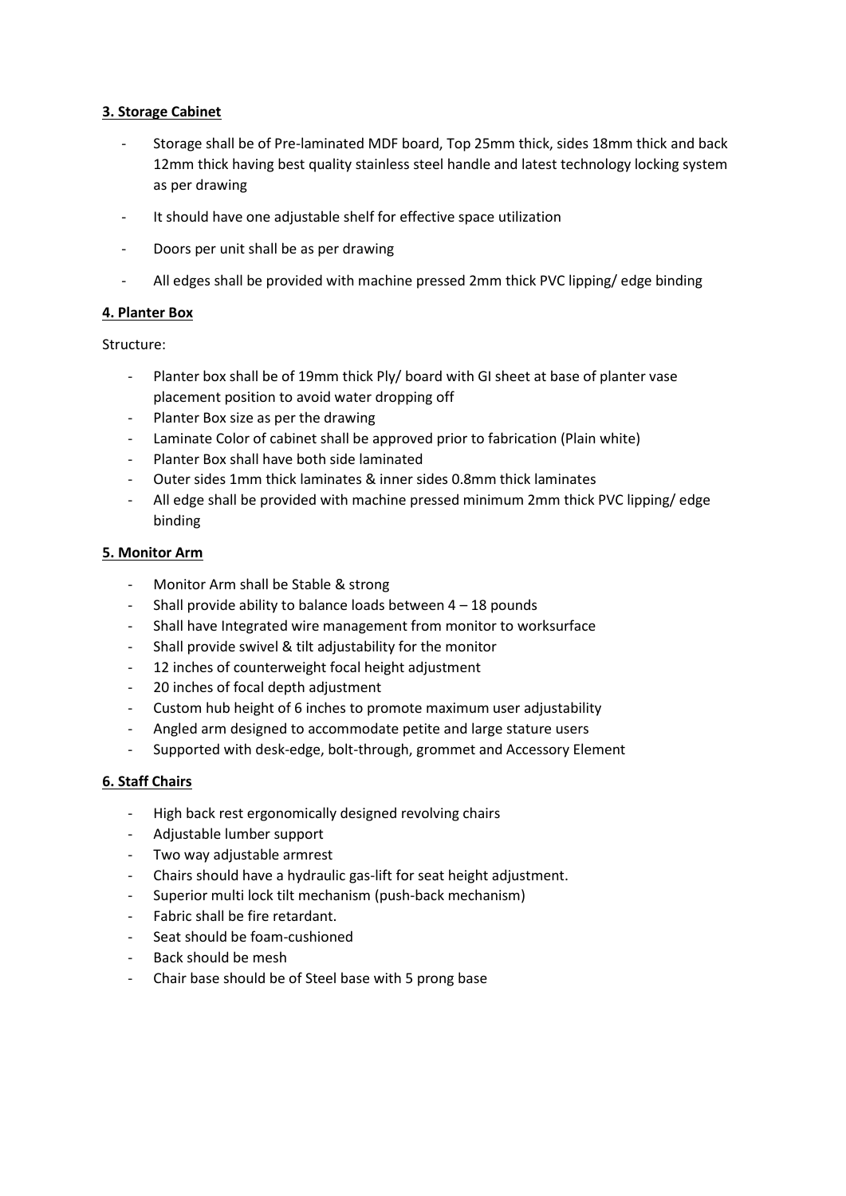**3. Storage Cabinet**

- Storage shall be of Pre-laminated MDF board, Top 25mm thick, sides 18mm thick and back 12mm thick having best quality stainless steel handle and latest technology locking system as per drawing
- It should have one adjustable shelf for effective space utilization
- Doors per unit shall be as per drawing
- All edges shall be provided with machine pressed 2mm thick PVC lipping/ edge binding

**4. Planter Box**

Structure:

- Planter box shall be of 19mm thick Ply/ board with GI sheet at base of planter vase placement position to avoid water dropping off
- Planter Box size as per the drawing
- Laminate Color of cabinet shall be approved prior to fabrication (Plain white)
- Planter Box shall have both side laminated
- Outer sides 1mm thick laminates & inner sides 0.8mm thick laminates
- All edge shall be provided with machine pressed minimum 2mm thick PVC lipping/ edge binding

**5. Monitor Arm**

- Monitor Arm shall be Stable & strong
- Shall provide ability to balance loads between 4 – 18 pounds
- Shall have Integrated wire management from monitor to worksurface
- Shall provide swivel & tilt adjustability for the monitor
- 12 inches of counterweight focal height adjustment
- 20 inches of focal depth adjustment
- Custom hub height of 6 inches to promote maximum user adjustability
- Angled arm designed to accommodate petite and large stature users
- Supported with desk-edge, bolt-through, grommet and Accessory Element

**6. Staff Chairs**

- High back rest ergonomically designed revolving chairs
- Adjustable lumber support
- Two way adjustable armrest
- Chairs should have a hydraulic gas-lift for seat height adjustment.
- Superior multi lock tilt mechanism (push-back mechanism)
- Fabric shall be fire retardant.
- Seat should be foam-cushioned
- Back should be mesh
- Chair base should be of Steel base with 5 prong base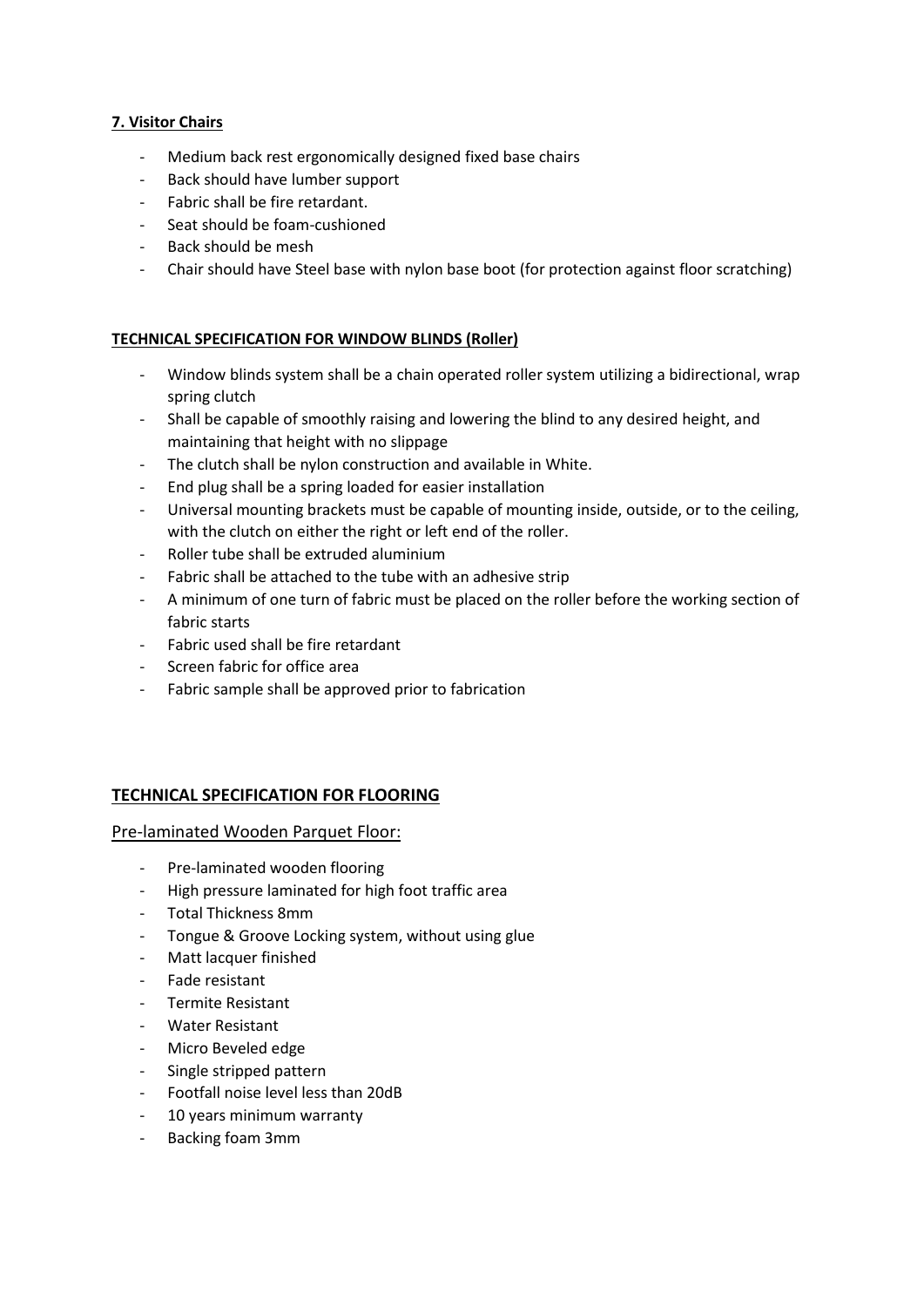**7. Visitor Chairs**

- Medium back rest ergonomically designed fixed base chairs
- Back should have lumber support
- Fabric shall be fire retardant.
- Seat should be foam-cushioned
- Back should be mesh
- Chair should have Steel base with nylon base boot (for protection against floor scratching)

**TECHNICAL SPECIFICATION FOR WINDOW BLINDS (Roller)**

- Window blinds system shall be a chain operated roller system utilizing a bidirectional, wrap spring clutch
- Shall be capable of smoothly raising and lowering the blind to any desired height, and maintaining that height with no slippage
- The clutch shall be nylon construction and available in White.
- End plug shall be a spring loaded for easier installation
- Universal mounting brackets must be capable of mounting inside, outside, or to the ceiling, with the clutch on either the right or left end of the roller.
- Roller tube shall be extruded aluminium
- Fabric shall be attached to the tube with an adhesive strip
- A minimum of one turn of fabric must be placed on the roller before the working section of fabric starts
- Fabric used shall be fire retardant
- Screen fabric for office area
- Fabric sample shall be approved prior to fabrication

## TECHNICAL SPECIFICATION FOR FLOORING

### Pre-laminated Wooden Parquet Floor:

- Pre-laminated wooden flooring
- High pressure laminated for high foot traffic area
- Total Thickness 8mm
- Tongue & Groove Locking system, without using glue
- Matt lacquer finished
- Fade resistant
- Termite Resistant
- Water Resistant
- Micro Beveled edge
- Single stripped pattern
- Footfall noise level less than 20dB
- 10 years minimum warranty
- Backing foam 3mm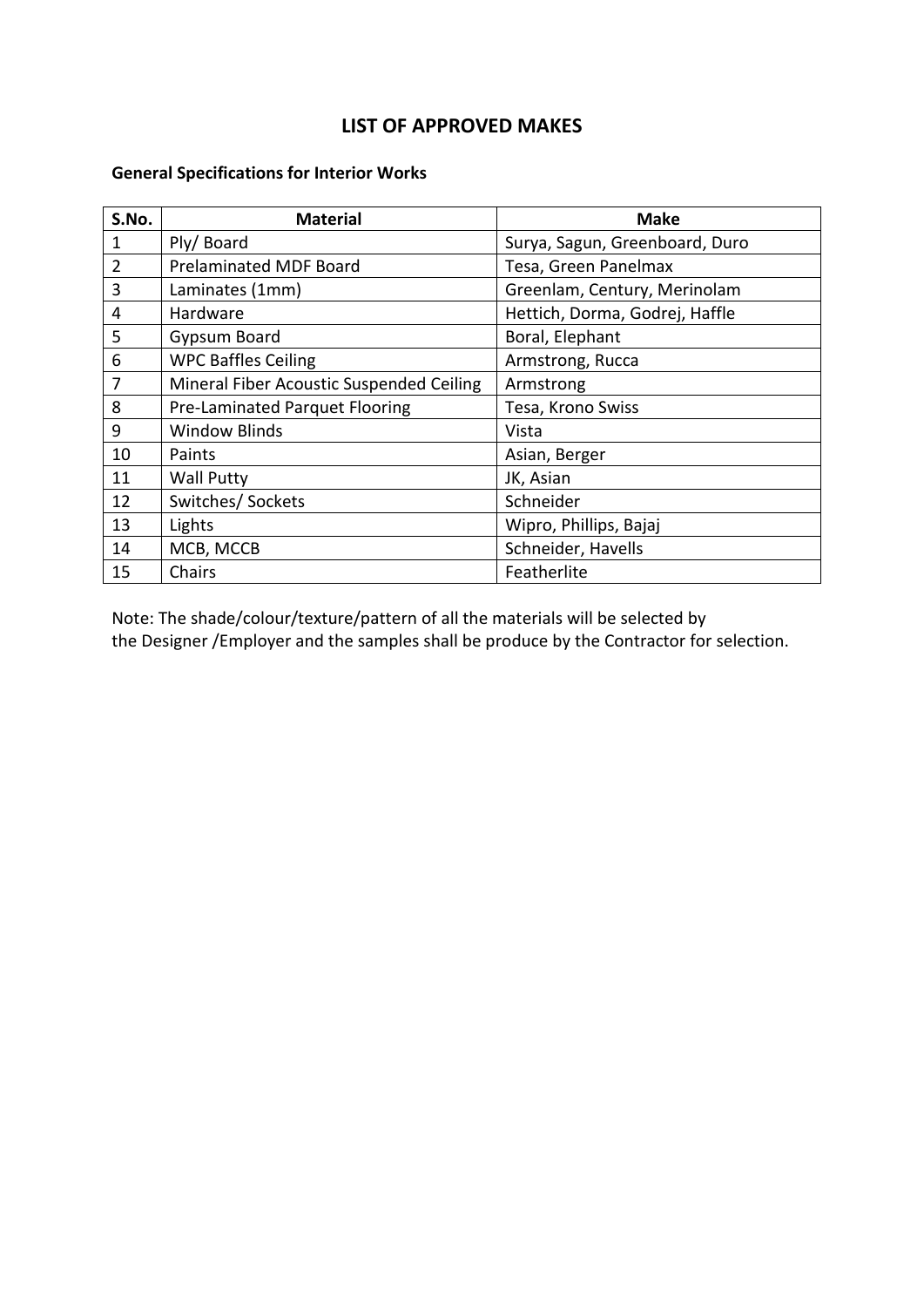# LIST OF APPROVED MAKES

**General Specifications for Interior Works**

| S.No. | Material | Make |
|---|---|---|
| 1 | Ply/ Board | Surya, Sagun, Greenboard, Duro |
| 2 | Prelaminated MDF Board | Tesa, Green Panelmax |
| 3 | Laminates (1mm) | Greenlam, Century, Merinolam |
| 4 | Hardware | Hettich, Dorma, Godrej, Haffle |
| 5 | Gypsum Board | Boral, Elephant |
| 6 | WPC Baffles Ceiling | Armstrong, Rucca |
| 7 | Mineral Fiber Acoustic Suspended Ceiling | Armstrong |
| 8 | Pre-Laminated Parquet Flooring | Tesa, Krono Swiss |
| 9 | Window Blinds | Vista |
| 10 | Paints | Asian, Berger |
| 11 | Wall Putty | JK, Asian |
| 12 | Switches/ Sockets | Schneider |
| 13 | Lights | Wipro, Phillips, Bajaj |
| 14 | MCB, MCCB | Schneider, Havells |
| 15 | Chairs | Featherlite |

Note: The shade/colour/texture/pattern of all the materials will be selected by the Designer /Employer and the samples shall be produce by the Contractor for selection.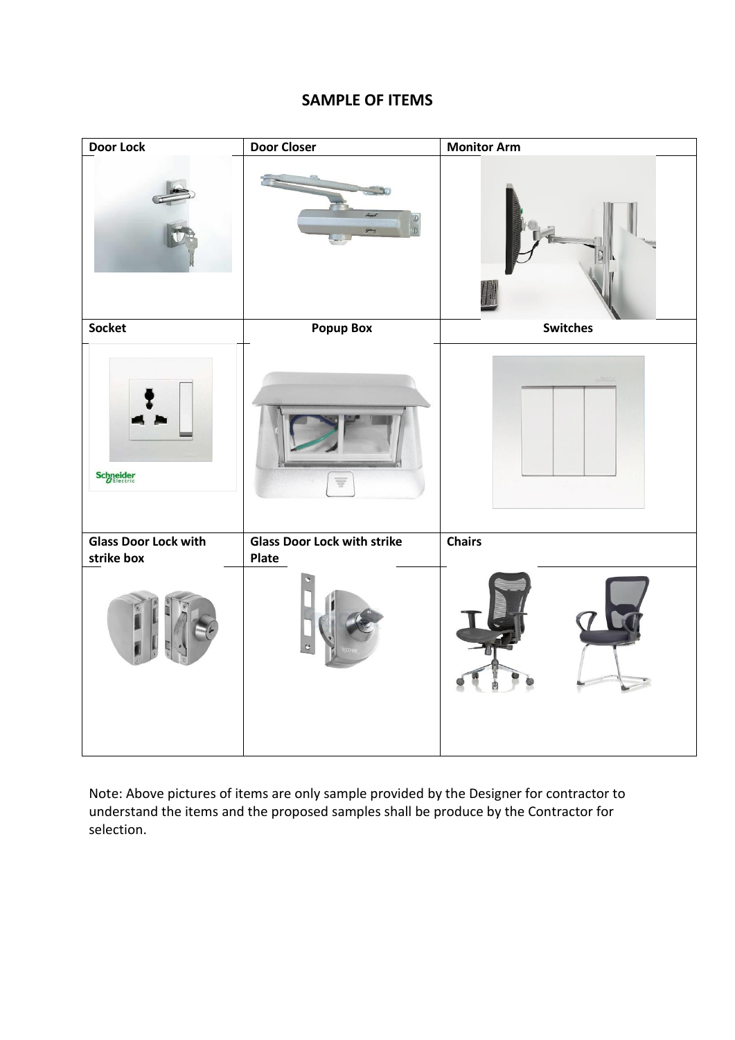## SAMPLE OF ITEMS

| | | |
|---|---|---|
| **Door Lock** | **Door Closer** | **Monitor Arm** |
| | | |
| **Socket** | **Popup Box** | **Switches** |
| Schneider Electric | | |
| **Glass Door Lock with strike box** | **Glass Door Lock with strike Plate** | **Chairs** |
| | | |

Note: Above pictures of items are only sample provided by the Designer for contractor to understand the items and the proposed samples shall be produce by the Contractor for selection.